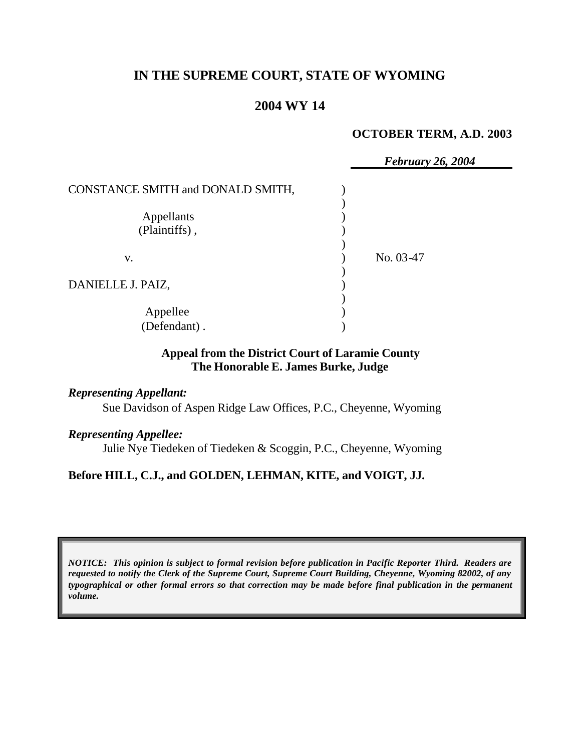# IN THE SUPREME COURT, STATE OF WYOMING

## 2004 WY 14

**OCTOBER TERM, A.D. 2003**

***February 26, 2004***

| | | |
|---|---|---|
| CONSTANCE SMITH and DONALD SMITH, | ) | |
| | ) | |
| Appellants (Plaintiffs) , | ) | |
| | ) | |
| v. | ) | No. 03-47 |
| | ) | |
| DANIELLE J. PAIZ, | ) | |
| | ) | |
| Appellee (Defendant) . | ) | |

**Appeal from the District Court of Laramie County**
**The Honorable E. James Burke, Judge**

***Representing Appellant:***

Sue Davidson of Aspen Ridge Law Offices, P.C., Cheyenne, Wyoming

***Representing Appellee:***

Julie Nye Tiedeken of Tiedeken & Scoggin, P.C., Cheyenne, Wyoming

**Before HILL, C.J., and GOLDEN, LEHMAN, KITE, and VOIGT, JJ.**

*NOTICE: This opinion is subject to formal revision before publication in Pacific Reporter Third. Readers are requested to notify the Clerk of the Supreme Court, Supreme Court Building, Cheyenne, Wyoming 82002, of any typographical or other formal errors so that correction may be made before final publication in the permanent volume.*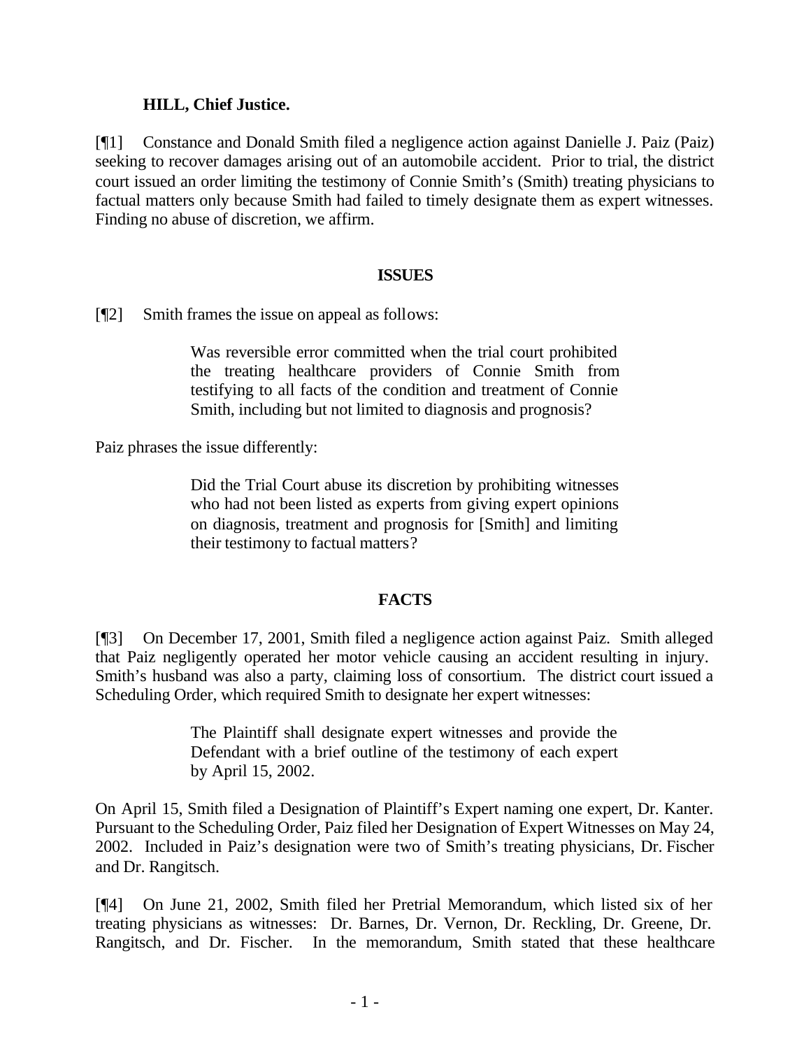**HILL, Chief Justice.**

[¶1] Constance and Donald Smith filed a negligence action against Danielle J. Paiz (Paiz) seeking to recover damages arising out of an automobile accident. Prior to trial, the district court issued an order limiting the testimony of Connie Smith's (Smith) treating physicians to factual matters only because Smith had failed to timely designate them as expert witnesses. Finding no abuse of discretion, we affirm.

## ISSUES

[¶2] Smith frames the issue on appeal as follows:

> Was reversible error committed when the trial court prohibited the treating healthcare providers of Connie Smith from testifying to all facts of the condition and treatment of Connie Smith, including but not limited to diagnosis and prognosis?

Paiz phrases the issue differently:

> Did the Trial Court abuse its discretion by prohibiting witnesses who had not been listed as experts from giving expert opinions on diagnosis, treatment and prognosis for [Smith] and limiting their testimony to factual matters?

## FACTS

[¶3] On December 17, 2001, Smith filed a negligence action against Paiz. Smith alleged that Paiz negligently operated her motor vehicle causing an accident resulting in injury. Smith's husband was also a party, claiming loss of consortium. The district court issued a Scheduling Order, which required Smith to designate her expert witnesses:

> The Plaintiff shall designate expert witnesses and provide the Defendant with a brief outline of the testimony of each expert by April 15, 2002.

On April 15, Smith filed a Designation of Plaintiff's Expert naming one expert, Dr. Kanter. Pursuant to the Scheduling Order, Paiz filed her Designation of Expert Witnesses on May 24, 2002. Included in Paiz's designation were two of Smith's treating physicians, Dr. Fischer and Dr. Rangitsch.

[¶4] On June 21, 2002, Smith filed her Pretrial Memorandum, which listed six of her treating physicians as witnesses: Dr. Barnes, Dr. Vernon, Dr. Reckling, Dr. Greene, Dr. Rangitsch, and Dr. Fischer. In the memorandum, Smith stated that these healthcare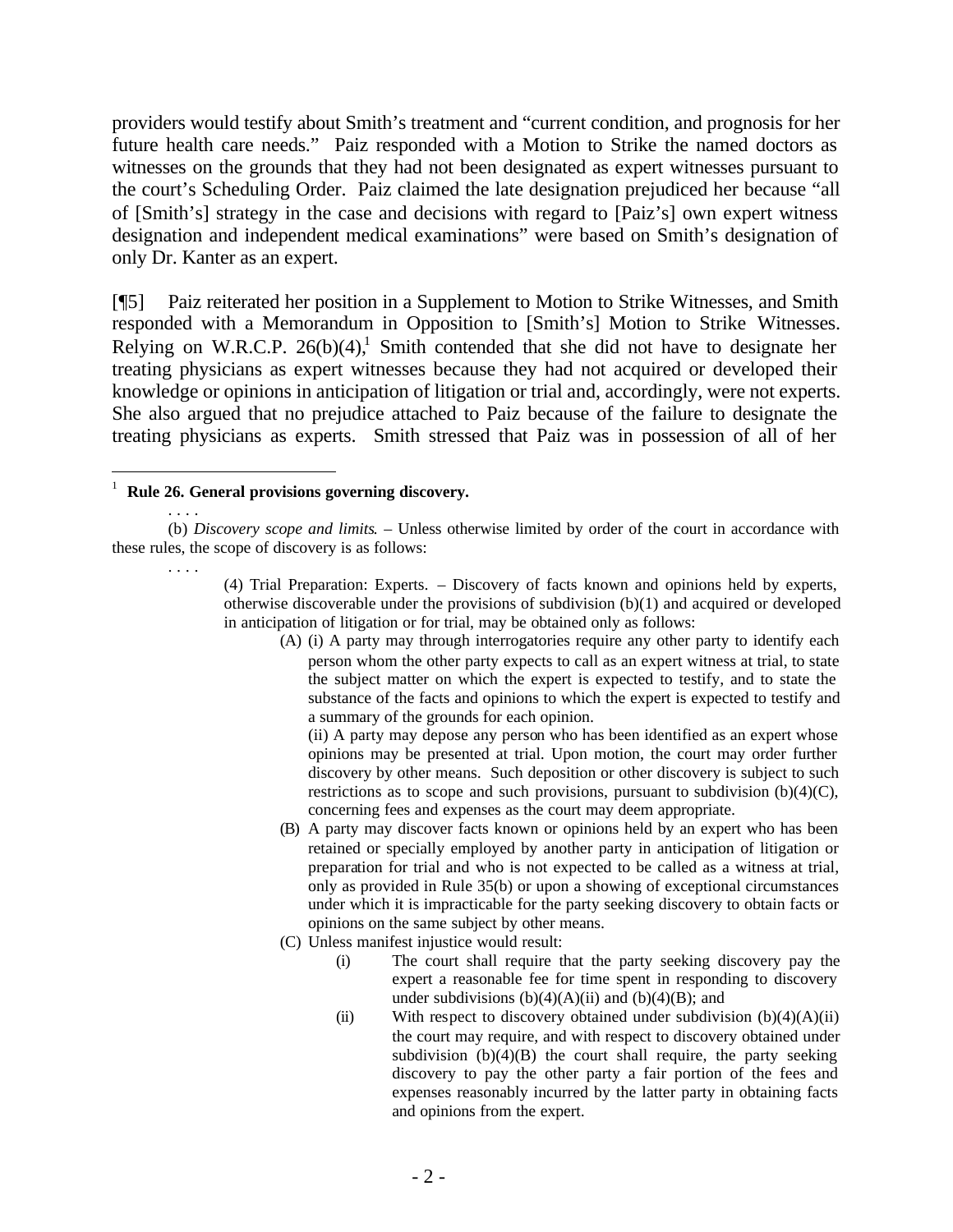providers would testify about Smith's treatment and "current condition, and prognosis for her future health care needs." Paiz responded with a Motion to Strike the named doctors as witnesses on the grounds that they had not been designated as expert witnesses pursuant to the court's Scheduling Order. Paiz claimed the late designation prejudiced her because "all of [Smith's] strategy in the case and decisions with regard to [Paiz's] own expert witness designation and independent medical examinations" were based on Smith's designation of only Dr. Kanter as an expert.

[¶5] Paiz reiterated her position in a Supplement to Motion to Strike Witnesses, and Smith responded with a Memorandum in Opposition to [Smith's] Motion to Strike Witnesses. Relying on W.R.C.P. 26(b)(4),[1] Smith contended that she did not have to designate her treating physicians as expert witnesses because they had not acquired or developed their knowledge or opinions in anticipation of litigation or trial and, accordingly, were not experts. She also argued that no prejudice attached to Paiz because of the failure to designate the treating physicians as experts. Smith stressed that Paiz was in possession of all of her

---

[1] **Rule 26. General provisions governing discovery.**

. . . .

(b) *Discovery scope and limits*. – Unless otherwise limited by order of the court in accordance with these rules, the scope of discovery is as follows:

. . . .

(4) Trial Preparation: Experts. – Discovery of facts known and opinions held by experts, otherwise discoverable under the provisions of subdivision (b)(1) and acquired or developed in anticipation of litigation or for trial, may be obtained only as follows:

(A) (i) A party may through interrogatories require any other party to identify each person whom the other party expects to call as an expert witness at trial, to state the subject matter on which the expert is expected to testify, and to state the substance of the facts and opinions to which the expert is expected to testify and a summary of the grounds for each opinion.

(ii) A party may depose any person who has been identified as an expert whose opinions may be presented at trial. Upon motion, the court may order further discovery by other means. Such deposition or other discovery is subject to such restrictions as to scope and such provisions, pursuant to subdivision (b)(4)(C), concerning fees and expenses as the court may deem appropriate.

(B) A party may discover facts known or opinions held by an expert who has been retained or specially employed by another party in anticipation of litigation or preparation for trial and who is not expected to be called as a witness at trial, only as provided in Rule 35(b) or upon a showing of exceptional circumstances under which it is impracticable for the party seeking discovery to obtain facts or opinions on the same subject by other means.

(C) Unless manifest injustice would result:

(i) The court shall require that the party seeking discovery pay the expert a reasonable fee for time spent in responding to discovery under subdivisions (b)(4)(A)(ii) and (b)(4)(B); and

(ii) With respect to discovery obtained under subdivision (b)(4)(A)(ii) the court may require, and with respect to discovery obtained under subdivision (b)(4)(B) the court shall require, the party seeking discovery to pay the other party a fair portion of the fees and expenses reasonably incurred by the latter party in obtaining facts and opinions from the expert.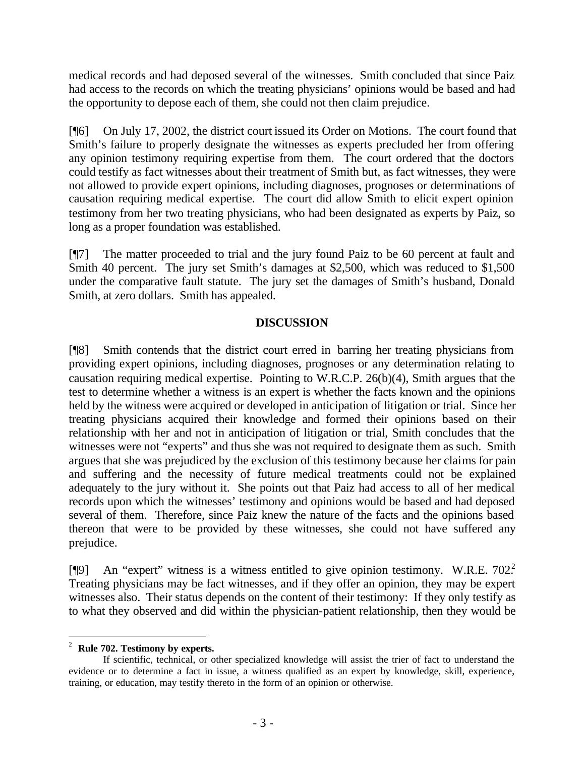medical records and had deposed several of the witnesses. Smith concluded that since Paiz had access to the records on which the treating physicians' opinions would be based and had the opportunity to depose each of them, she could not then claim prejudice.

[¶6] On July 17, 2002, the district court issued its Order on Motions. The court found that Smith's failure to properly designate the witnesses as experts precluded her from offering any opinion testimony requiring expertise from them. The court ordered that the doctors could testify as fact witnesses about their treatment of Smith but, as fact witnesses, they were not allowed to provide expert opinions, including diagnoses, prognoses or determinations of causation requiring medical expertise. The court did allow Smith to elicit expert opinion testimony from her two treating physicians, who had been designated as experts by Paiz, so long as a proper foundation was established.

[¶7] The matter proceeded to trial and the jury found Paiz to be 60 percent at fault and Smith 40 percent. The jury set Smith's damages at $2,500, which was reduced to $1,500 under the comparative fault statute. The jury set the damages of Smith's husband, Donald Smith, at zero dollars. Smith has appealed.

## DISCUSSION

[¶8] Smith contends that the district court erred in barring her treating physicians from providing expert opinions, including diagnoses, prognoses or any determination relating to causation requiring medical expertise. Pointing to W.R.C.P. 26(b)(4), Smith argues that the test to determine whether a witness is an expert is whether the facts known and the opinions held by the witness were acquired or developed in anticipation of litigation or trial. Since her treating physicians acquired their knowledge and formed their opinions based on their relationship with her and not in anticipation of litigation or trial, Smith concludes that the witnesses were not "experts" and thus she was not required to designate them as such. Smith argues that she was prejudiced by the exclusion of this testimony because her claims for pain and suffering and the necessity of future medical treatments could not be explained adequately to the jury without it. She points out that Paiz had access to all of her medical records upon which the witnesses' testimony and opinions would be based and had deposed several of them. Therefore, since Paiz knew the nature of the facts and the opinions based thereon that were to be provided by these witnesses, she could not have suffered any prejudice.

[¶9] An "expert" witness is a witness entitled to give opinion testimony. W.R.E. 702.[2] Treating physicians may be fact witnesses, and if they offer an opinion, they may be expert witnesses also. Their status depends on the content of their testimony: If they only testify as to what they observed and did within the physician-patient relationship, then they would be

---

[2] **Rule 702. Testimony by experts.**

If scientific, technical, or other specialized knowledge will assist the trier of fact to understand the evidence or to determine a fact in issue, a witness qualified as an expert by knowledge, skill, experience, training, or education, may testify thereto in the form of an opinion or otherwise.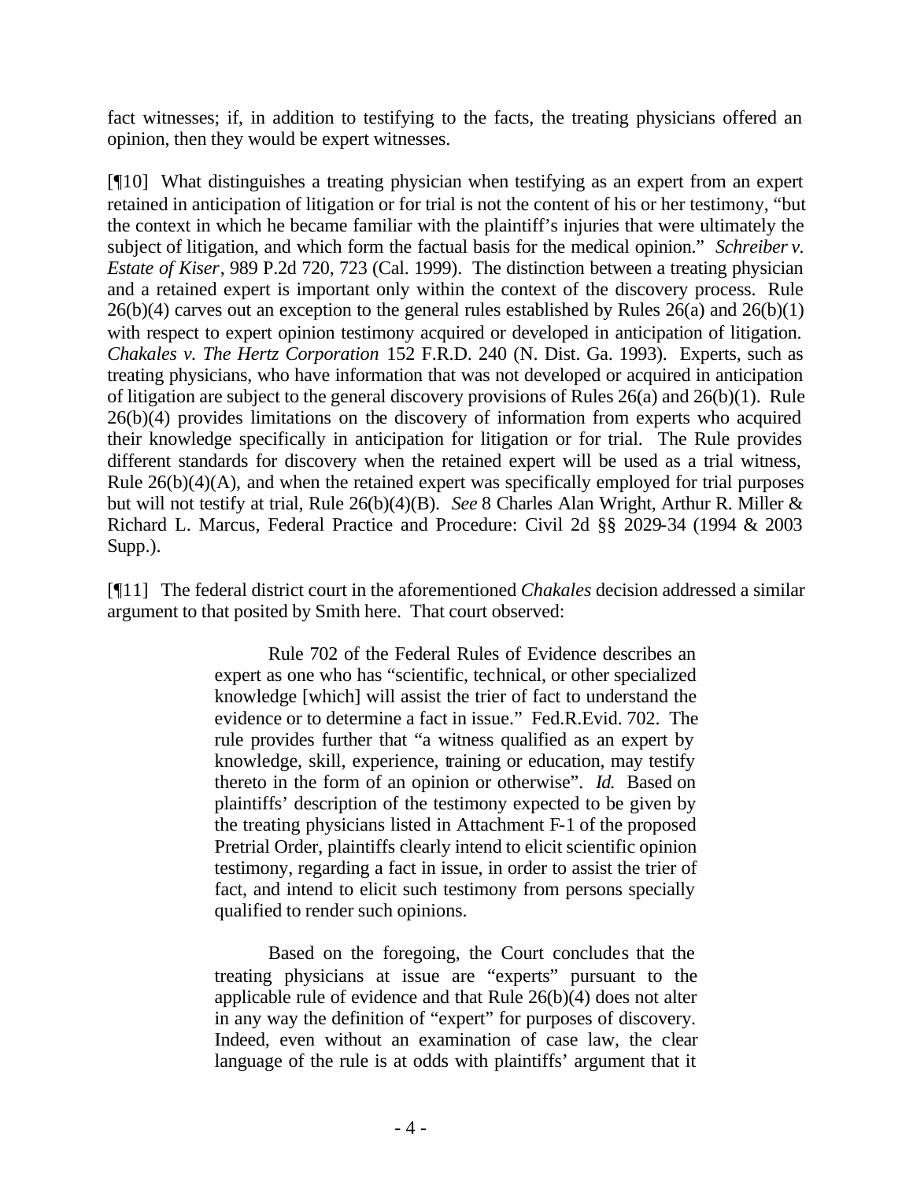fact witnesses; if, in addition to testifying to the facts, the treating physicians offered an opinion, then they would be expert witnesses.

[¶10] What distinguishes a treating physician when testifying as an expert from an expert retained in anticipation of litigation or for trial is not the content of his or her testimony, "but the context in which he became familiar with the plaintiff's injuries that were ultimately the subject of litigation, and which form the factual basis for the medical opinion." *Schreiber v. Estate of Kiser*, 989 P.2d 720, 723 (Cal. 1999). The distinction between a treating physician and a retained expert is important only within the context of the discovery process. Rule 26(b)(4) carves out an exception to the general rules established by Rules 26(a) and 26(b)(1) with respect to expert opinion testimony acquired or developed in anticipation of litigation. *Chakales v. The Hertz Corporation* 152 F.R.D. 240 (N. Dist. Ga. 1993). Experts, such as treating physicians, who have information that was not developed or acquired in anticipation of litigation are subject to the general discovery provisions of Rules 26(a) and 26(b)(1). Rule 26(b)(4) provides limitations on the discovery of information from experts who acquired their knowledge specifically in anticipation for litigation or for trial. The Rule provides different standards for discovery when the retained expert will be used as a trial witness, Rule 26(b)(4)(A), and when the retained expert was specifically employed for trial purposes but will not testify at trial, Rule 26(b)(4)(B). *See* 8 Charles Alan Wright, Arthur R. Miller & Richard L. Marcus, Federal Practice and Procedure: Civil 2d §§ 2029-34 (1994 & 2003 Supp.).

[¶11] The federal district court in the aforementioned *Chakales* decision addressed a similar argument to that posited by Smith here. That court observed:

> Rule 702 of the Federal Rules of Evidence describes an expert as one who has "scientific, technical, or other specialized knowledge [which] will assist the trier of fact to understand the evidence or to determine a fact in issue." Fed.R.Evid. 702. The rule provides further that "a witness qualified as an expert by knowledge, skill, experience, training or education, may testify thereto in the form of an opinion or otherwise". *Id.* Based on plaintiffs' description of the testimony expected to be given by the treating physicians listed in Attachment F-1 of the proposed Pretrial Order, plaintiffs clearly intend to elicit scientific opinion testimony, regarding a fact in issue, in order to assist the trier of fact, and intend to elicit such testimony from persons specially qualified to render such opinions.
>
> Based on the foregoing, the Court concludes that the treating physicians at issue are "experts" pursuant to the applicable rule of evidence and that Rule 26(b)(4) does not alter in any way the definition of "expert" for purposes of discovery. Indeed, even without an examination of case law, the clear language of the rule is at odds with plaintiffs' argument that it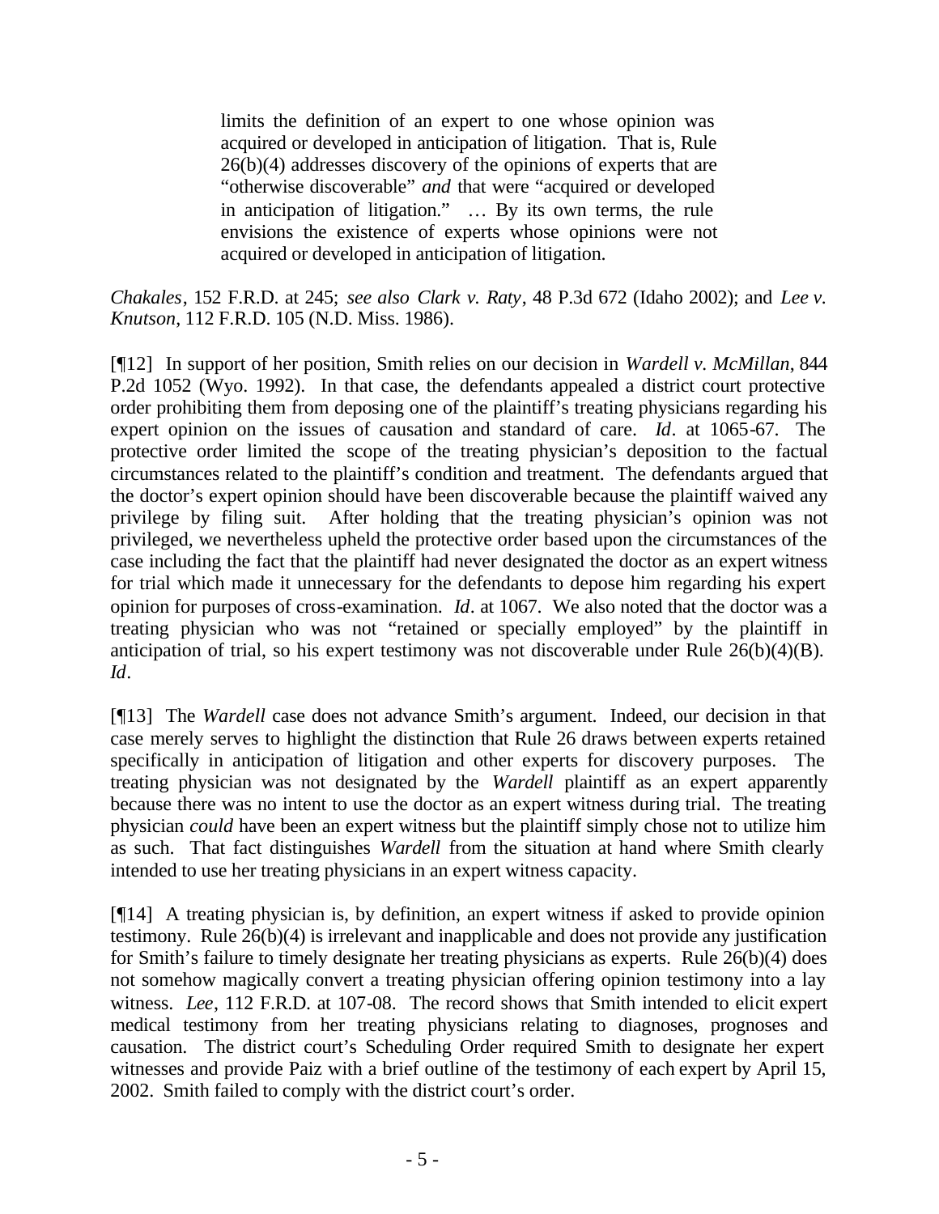> limits the definition of an expert to one whose opinion was acquired or developed in anticipation of litigation. That is, Rule 26(b)(4) addresses discovery of the opinions of experts that are "otherwise discoverable" *and* that were "acquired or developed in anticipation of litigation." … By its own terms, the rule envisions the existence of experts whose opinions were not acquired or developed in anticipation of litigation.

*Chakales*, 152 F.R.D. at 245; *see also Clark v. Raty*, 48 P.3d 672 (Idaho 2002); and *Lee v. Knutson*, 112 F.R.D. 105 (N.D. Miss. 1986).

[¶12] In support of her position, Smith relies on our decision in *Wardell v. McMillan*, 844 P.2d 1052 (Wyo. 1992). In that case, the defendants appealed a district court protective order prohibiting them from deposing one of the plaintiff's treating physicians regarding his expert opinion on the issues of causation and standard of care. *Id*. at 1065-67. The protective order limited the scope of the treating physician's deposition to the factual circumstances related to the plaintiff's condition and treatment. The defendants argued that the doctor's expert opinion should have been discoverable because the plaintiff waived any privilege by filing suit. After holding that the treating physician's opinion was not privileged, we nevertheless upheld the protective order based upon the circumstances of the case including the fact that the plaintiff had never designated the doctor as an expert witness for trial which made it unnecessary for the defendants to depose him regarding his expert opinion for purposes of cross-examination. *Id*. at 1067. We also noted that the doctor was a treating physician who was not "retained or specially employed" by the plaintiff in anticipation of trial, so his expert testimony was not discoverable under Rule 26(b)(4)(B). *Id*.

[¶13] The *Wardell* case does not advance Smith's argument. Indeed, our decision in that case merely serves to highlight the distinction that Rule 26 draws between experts retained specifically in anticipation of litigation and other experts for discovery purposes. The treating physician was not designated by the *Wardell* plaintiff as an expert apparently because there was no intent to use the doctor as an expert witness during trial. The treating physician *could* have been an expert witness but the plaintiff simply chose not to utilize him as such. That fact distinguishes *Wardell* from the situation at hand where Smith clearly intended to use her treating physicians in an expert witness capacity.

[¶14] A treating physician is, by definition, an expert witness if asked to provide opinion testimony. Rule 26(b)(4) is irrelevant and inapplicable and does not provide any justification for Smith's failure to timely designate her treating physicians as experts. Rule 26(b)(4) does not somehow magically convert a treating physician offering opinion testimony into a lay witness. *Lee*, 112 F.R.D. at 107-08. The record shows that Smith intended to elicit expert medical testimony from her treating physicians relating to diagnoses, prognoses and causation. The district court's Scheduling Order required Smith to designate her expert witnesses and provide Paiz with a brief outline of the testimony of each expert by April 15, 2002. Smith failed to comply with the district court's order.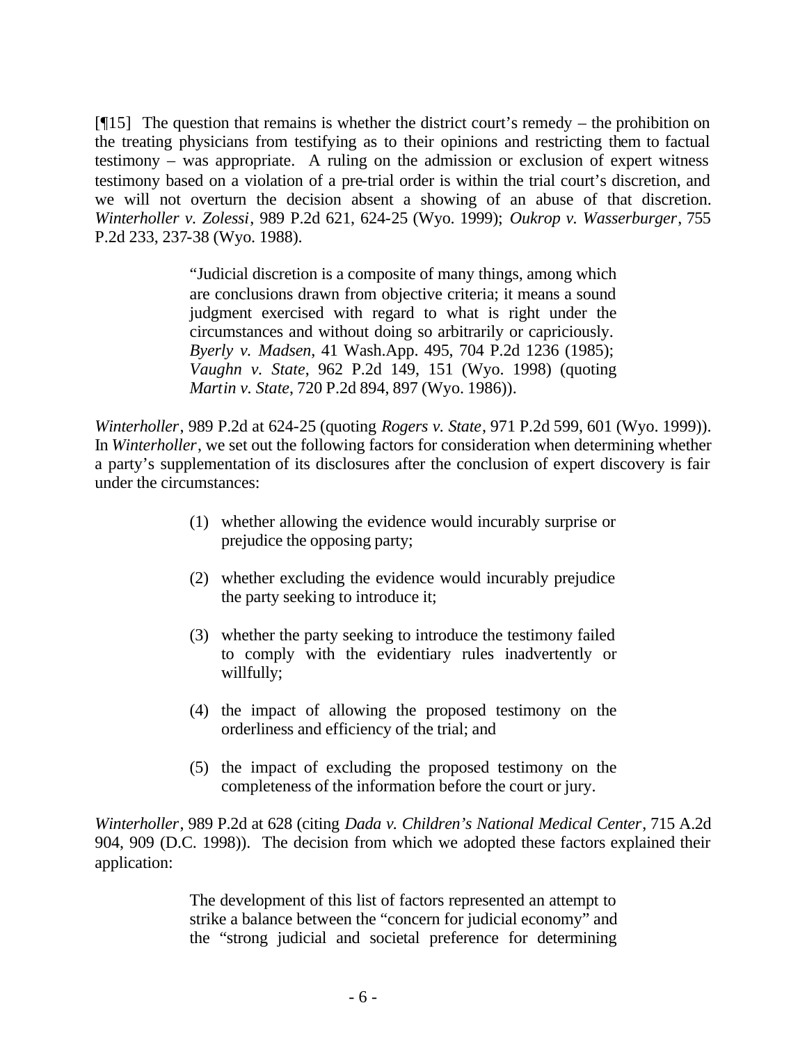[¶15] The question that remains is whether the district court's remedy – the prohibition on the treating physicians from testifying as to their opinions and restricting them to factual testimony – was appropriate. A ruling on the admission or exclusion of expert witness testimony based on a violation of a pre-trial order is within the trial court's discretion, and we will not overturn the decision absent a showing of an abuse of that discretion. *Winterholler v. Zolessi*, 989 P.2d 621, 624-25 (Wyo. 1999); *Oukrop v. Wasserburger*, 755 P.2d 233, 237-38 (Wyo. 1988).

> "Judicial discretion is a composite of many things, among which are conclusions drawn from objective criteria; it means a sound judgment exercised with regard to what is right under the circumstances and without doing so arbitrarily or capriciously. *Byerly v. Madsen*, 41 Wash.App. 495, 704 P.2d 1236 (1985); *Vaughn v. State*, 962 P.2d 149, 151 (Wyo. 1998) (quoting *Martin v. State*, 720 P.2d 894, 897 (Wyo. 1986)).

*Winterholler*, 989 P.2d at 624-25 (quoting *Rogers v. State*, 971 P.2d 599, 601 (Wyo. 1999)). In *Winterholler*, we set out the following factors for consideration when determining whether a party's supplementation of its disclosures after the conclusion of expert discovery is fair under the circumstances:

> (1) whether allowing the evidence would incurably surprise or prejudice the opposing party;
>
> (2) whether excluding the evidence would incurably prejudice the party seeking to introduce it;
>
> (3) whether the party seeking to introduce the testimony failed to comply with the evidentiary rules inadvertently or willfully;
>
> (4) the impact of allowing the proposed testimony on the orderliness and efficiency of the trial; and
>
> (5) the impact of excluding the proposed testimony on the completeness of the information before the court or jury.

*Winterholler*, 989 P.2d at 628 (citing *Dada v. Children's National Medical Center*, 715 A.2d 904, 909 (D.C. 1998)). The decision from which we adopted these factors explained their application:

> The development of this list of factors represented an attempt to strike a balance between the "concern for judicial economy" and the "strong judicial and societal preference for determining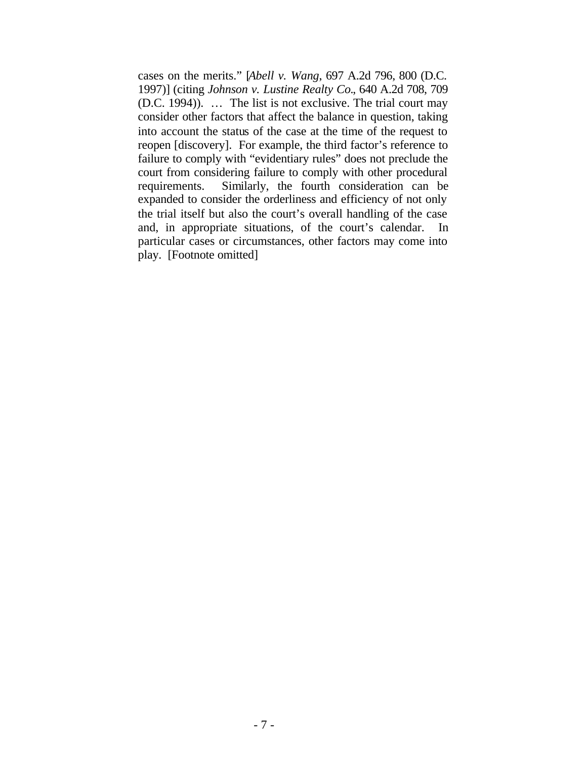cases on the merits." [*Abell v. Wang*, 697 A.2d 796, 800 (D.C. 1997)] (citing *Johnson v. Lustine Realty Co*., 640 A.2d 708, 709 (D.C. 1994)). … The list is not exclusive. The trial court may consider other factors that affect the balance in question, taking into account the status of the case at the time of the request to reopen [discovery]. For example, the third factor's reference to failure to comply with "evidentiary rules" does not preclude the court from considering failure to comply with other procedural requirements. Similarly, the fourth consideration can be expanded to consider the orderliness and efficiency of not only the trial itself but also the court's overall handling of the case and, in appropriate situations, of the court's calendar. In particular cases or circumstances, other factors may come into play. [Footnote omitted]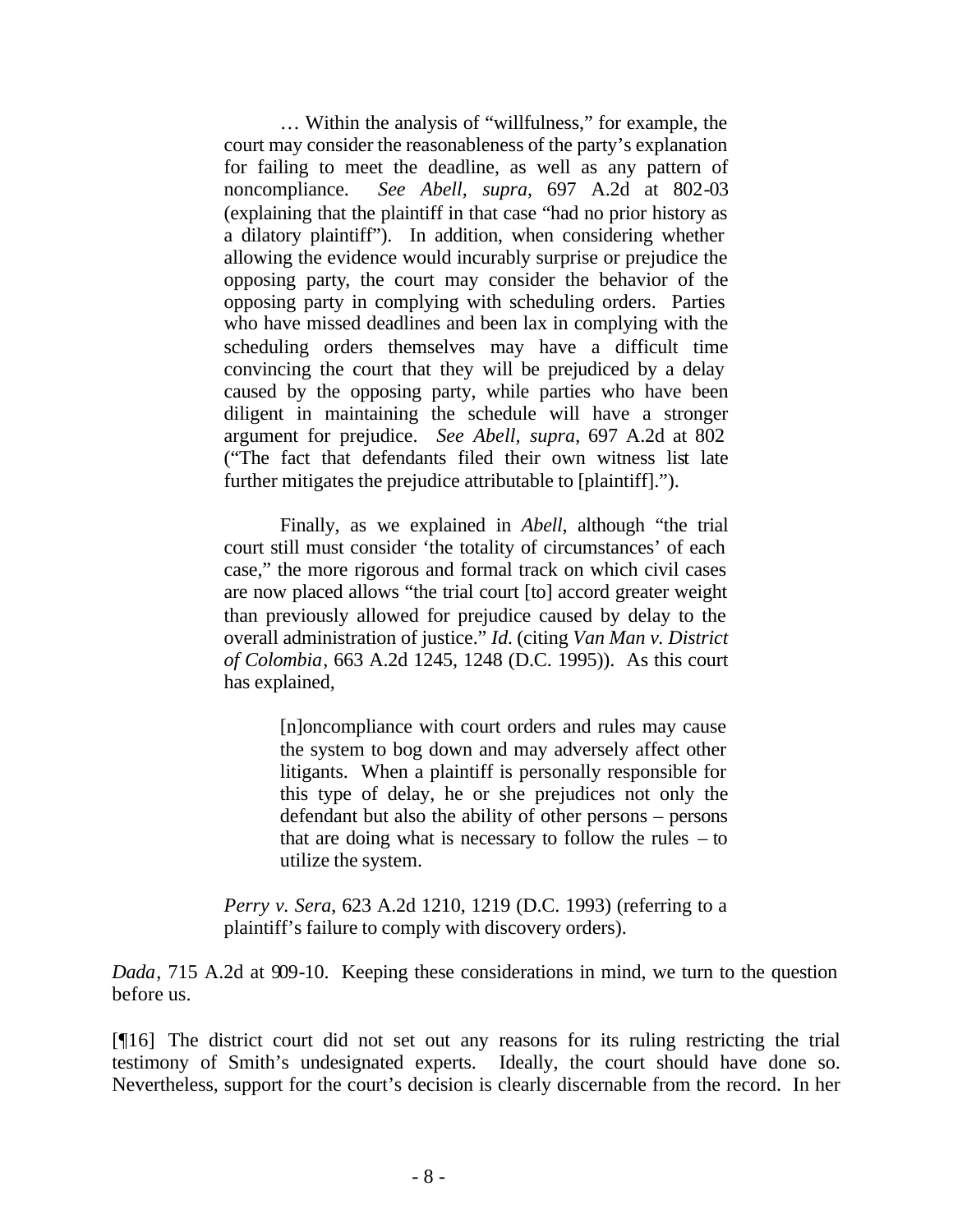… Within the analysis of "willfulness," for example, the court may consider the reasonableness of the party's explanation for failing to meet the deadline, as well as any pattern of noncompliance. *See Abell, supra*, 697 A.2d at 802-03 (explaining that the plaintiff in that case "had no prior history as a dilatory plaintiff"). In addition, when considering whether allowing the evidence would incurably surprise or prejudice the opposing party, the court may consider the behavior of the opposing party in complying with scheduling orders. Parties who have missed deadlines and been lax in complying with the scheduling orders themselves may have a difficult time convincing the court that they will be prejudiced by a delay caused by the opposing party, while parties who have been diligent in maintaining the schedule will have a stronger argument for prejudice. *See Abell, supra*, 697 A.2d at 802 ("The fact that defendants filed their own witness list late further mitigates the prejudice attributable to [plaintiff].").

> Finally, as we explained in *Abell*, although "the trial court still must consider 'the totality of circumstances' of each case," the more rigorous and formal track on which civil cases are now placed allows "the trial court [to] accord greater weight than previously allowed for prejudice caused by delay to the overall administration of justice." *Id.* (citing *Van Man v. District of Colombia*, 663 A.2d 1245, 1248 (D.C. 1995)). As this court has explained,
>
>> [n]oncompliance with court orders and rules may cause the system to bog down and may adversely affect other litigants. When a plaintiff is personally responsible for this type of delay, he or she prejudices not only the defendant but also the ability of other persons – persons that are doing what is necessary to follow the rules – to utilize the system.
>
> *Perry v. Sera*, 623 A.2d 1210, 1219 (D.C. 1993) (referring to a plaintiff's failure to comply with discovery orders).

*Dada*, 715 A.2d at 909-10. Keeping these considerations in mind, we turn to the question before us.

[¶16] The district court did not set out any reasons for its ruling restricting the trial testimony of Smith's undesignated experts. Ideally, the court should have done so. Nevertheless, support for the court's decision is clearly discernable from the record. In her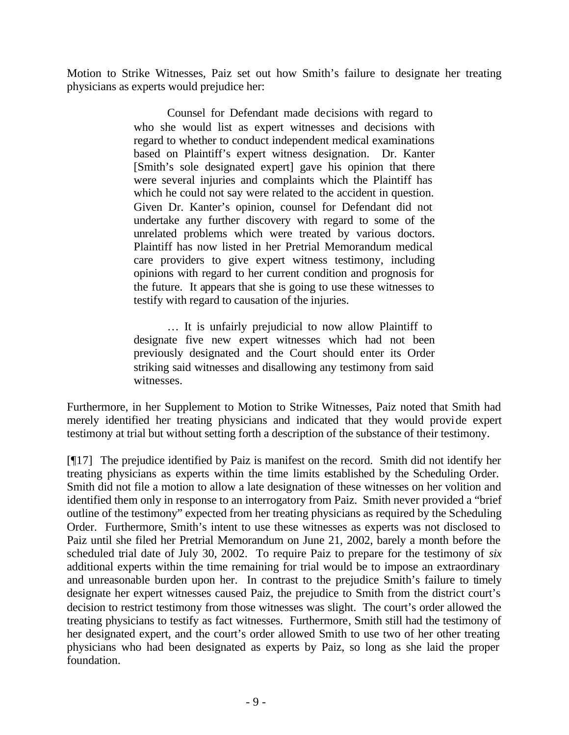Motion to Strike Witnesses, Paiz set out how Smith's failure to designate her treating physicians as experts would prejudice her:

> Counsel for Defendant made decisions with regard to who she would list as expert witnesses and decisions with regard to whether to conduct independent medical examinations based on Plaintiff's expert witness designation. Dr. Kanter [Smith's sole designated expert] gave his opinion that there were several injuries and complaints which the Plaintiff has which he could not say were related to the accident in question. Given Dr. Kanter's opinion, counsel for Defendant did not undertake any further discovery with regard to some of the unrelated problems which were treated by various doctors. Plaintiff has now listed in her Pretrial Memorandum medical care providers to give expert witness testimony, including opinions with regard to her current condition and prognosis for the future. It appears that she is going to use these witnesses to testify with regard to causation of the injuries.
>
> … It is unfairly prejudicial to now allow Plaintiff to designate five new expert witnesses which had not been previously designated and the Court should enter its Order striking said witnesses and disallowing any testimony from said witnesses.

Furthermore, in her Supplement to Motion to Strike Witnesses, Paiz noted that Smith had merely identified her treating physicians and indicated that they would provide expert testimony at trial but without setting forth a description of the substance of their testimony.

[¶17] The prejudice identified by Paiz is manifest on the record. Smith did not identify her treating physicians as experts within the time limits established by the Scheduling Order. Smith did not file a motion to allow a late designation of these witnesses on her volition and identified them only in response to an interrogatory from Paiz. Smith never provided a "brief outline of the testimony" expected from her treating physicians as required by the Scheduling Order. Furthermore, Smith's intent to use these witnesses as experts was not disclosed to Paiz until she filed her Pretrial Memorandum on June 21, 2002, barely a month before the scheduled trial date of July 30, 2002. To require Paiz to prepare for the testimony of *six* additional experts within the time remaining for trial would be to impose an extraordinary and unreasonable burden upon her. In contrast to the prejudice Smith's failure to timely designate her expert witnesses caused Paiz, the prejudice to Smith from the district court's decision to restrict testimony from those witnesses was slight. The court's order allowed the treating physicians to testify as fact witnesses. Furthermore, Smith still had the testimony of her designated expert, and the court's order allowed Smith to use two of her other treating physicians who had been designated as experts by Paiz, so long as she laid the proper foundation.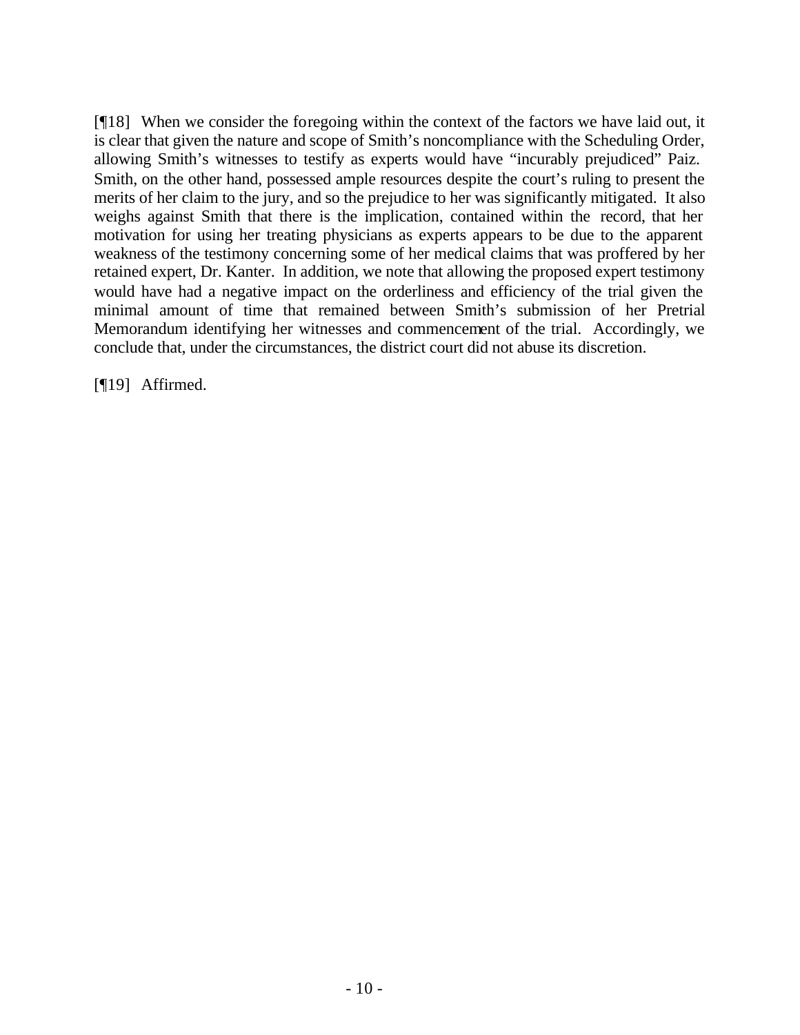[¶18] When we consider the foregoing within the context of the factors we have laid out, it is clear that given the nature and scope of Smith's noncompliance with the Scheduling Order, allowing Smith's witnesses to testify as experts would have "incurably prejudiced" Paiz. Smith, on the other hand, possessed ample resources despite the court's ruling to present the merits of her claim to the jury, and so the prejudice to her was significantly mitigated. It also weighs against Smith that there is the implication, contained within the record, that her motivation for using her treating physicians as experts appears to be due to the apparent weakness of the testimony concerning some of her medical claims that was proffered by her retained expert, Dr. Kanter. In addition, we note that allowing the proposed expert testimony would have had a negative impact on the orderliness and efficiency of the trial given the minimal amount of time that remained between Smith's submission of her Pretrial Memorandum identifying her witnesses and commencement of the trial. Accordingly, we conclude that, under the circumstances, the district court did not abuse its discretion.

[¶19] Affirmed.